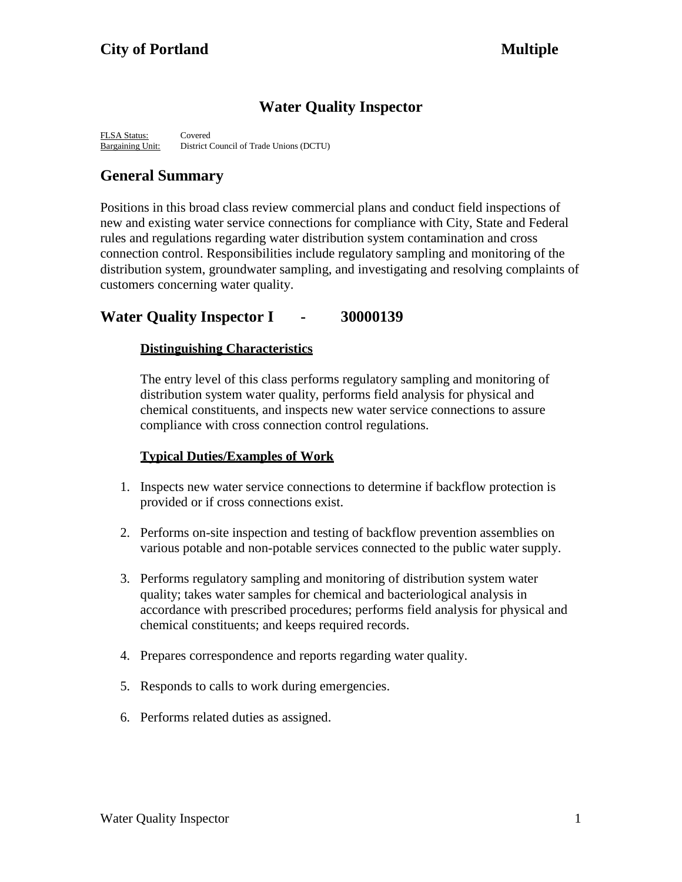**City of Portland** **Multiple**

# Water Quality Inspector

FLSA Status: Covered
Bargaining Unit: District Council of Trade Unions (DCTU)

## General Summary

Positions in this broad class review commercial plans and conduct field inspections of new and existing water service connections for compliance with City, State and Federal rules and regulations regarding water distribution system contamination and cross connection control. Responsibilities include regulatory sampling and monitoring of the distribution system, groundwater sampling, and investigating and resolving complaints of customers concerning water quality.

## Water Quality Inspector I - 30000139

### Distinguishing Characteristics

The entry level of this class performs regulatory sampling and monitoring of distribution system water quality, performs field analysis for physical and chemical constituents, and inspects new water service connections to assure compliance with cross connection control regulations.

### Typical Duties/Examples of Work

1. Inspects new water service connections to determine if backflow protection is provided or if cross connections exist.

2. Performs on-site inspection and testing of backflow prevention assemblies on various potable and non-potable services connected to the public water supply.

3. Performs regulatory sampling and monitoring of distribution system water quality; takes water samples for chemical and bacteriological analysis in accordance with prescribed procedures; performs field analysis for physical and chemical constituents; and keeps required records.

4. Prepares correspondence and reports regarding water quality.

5. Responds to calls to work during emergencies.

6. Performs related duties as assigned.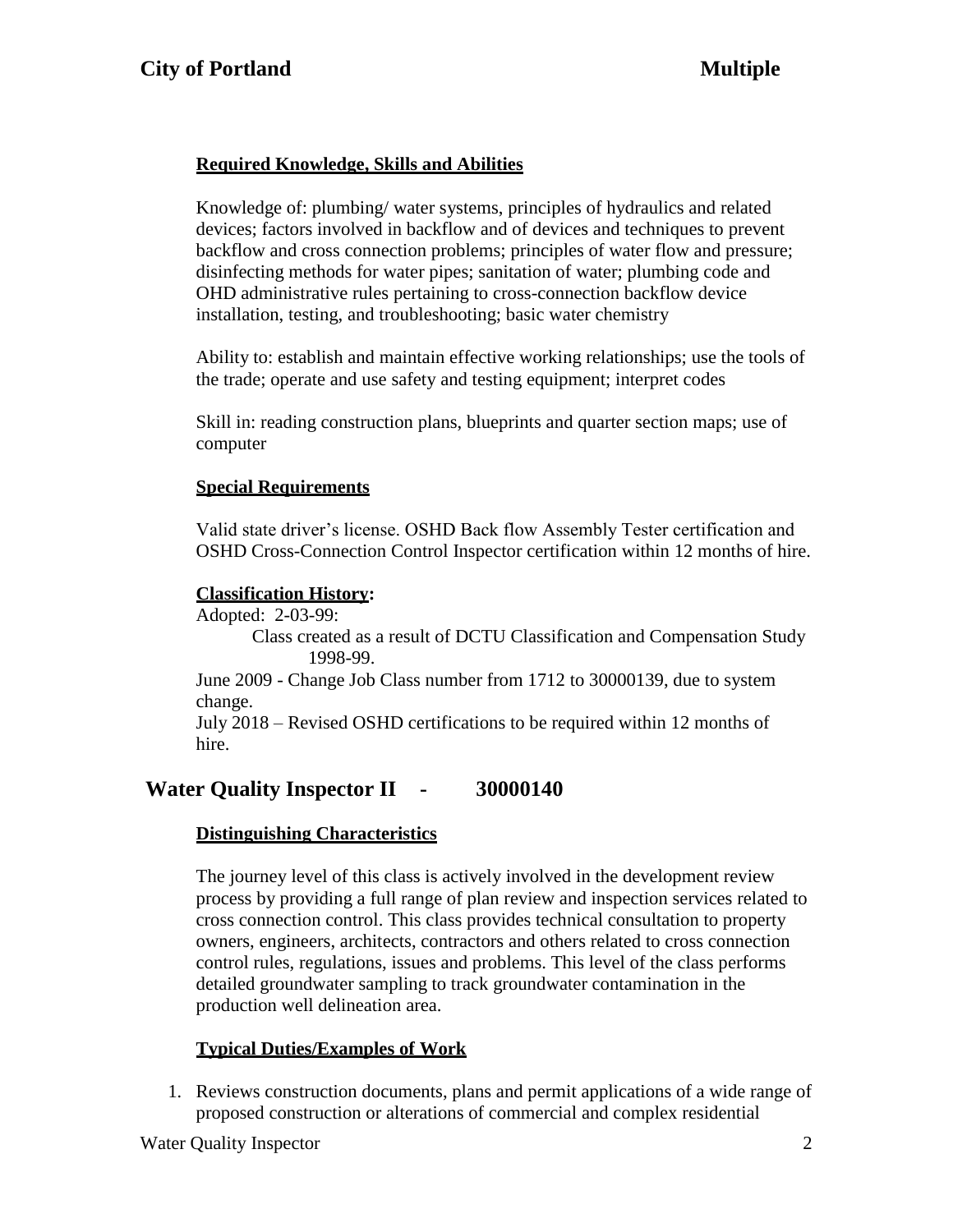### Required Knowledge, Skills and Abilities

Knowledge of: plumbing/ water systems, principles of hydraulics and related devices; factors involved in backflow and of devices and techniques to prevent backflow and cross connection problems; principles of water flow and pressure; disinfecting methods for water pipes; sanitation of water; plumbing code and OHD administrative rules pertaining to cross-connection backflow device installation, testing, and troubleshooting; basic water chemistry

Ability to: establish and maintain effective working relationships; use the tools of the trade; operate and use safety and testing equipment; interpret codes

Skill in: reading construction plans, blueprints and quarter section maps; use of computer

### Special Requirements

Valid state driver's license. OSHD Back flow Assembly Tester certification and OSHD Cross-Connection Control Inspector certification within 12 months of hire.

### Classification History:

Adopted: 2-03-99:

Class created as a result of DCTU Classification and Compensation Study 1998-99.

June 2009 - Change Job Class number from 1712 to 30000139, due to system change.

July 2018 – Revised OSHD certifications to be required within 12 months of hire.

## Water Quality Inspector II - 30000140

### Distinguishing Characteristics

The journey level of this class is actively involved in the development review process by providing a full range of plan review and inspection services related to cross connection control. This class provides technical consultation to property owners, engineers, architects, contractors and others related to cross connection control rules, regulations, issues and problems. This level of the class performs detailed groundwater sampling to track groundwater contamination in the production well delineation area.

### Typical Duties/Examples of Work

1. Reviews construction documents, plans and permit applications of a wide range of proposed construction or alterations of commercial and complex residential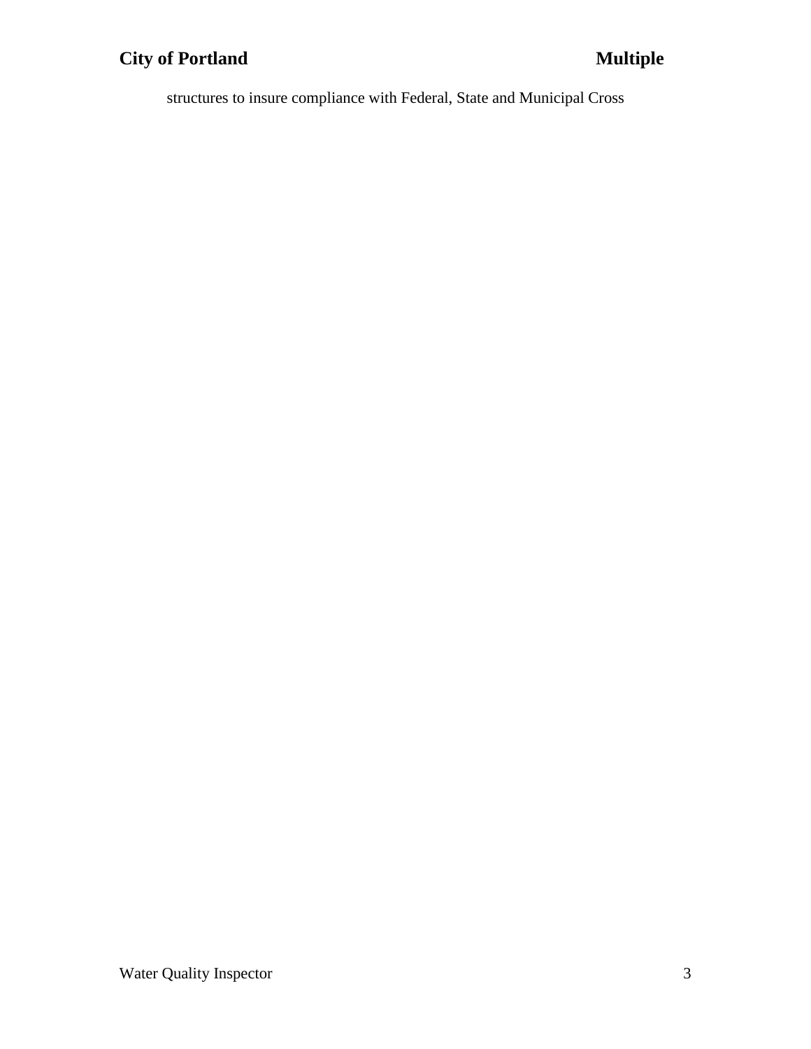structures to insure compliance with Federal, State and Municipal Cross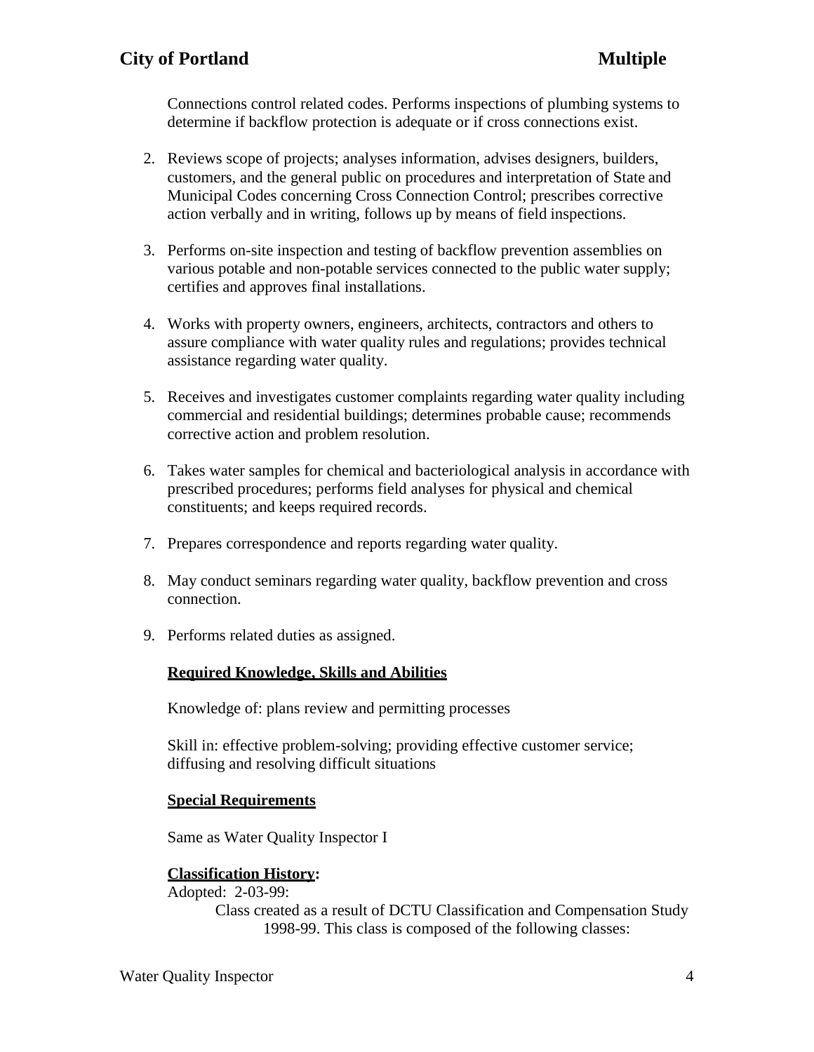Connections control related codes. Performs inspections of plumbing systems to determine if backflow protection is adequate or if cross connections exist.

2. Reviews scope of projects; analyses information, advises designers, builders, customers, and the general public on procedures and interpretation of State and Municipal Codes concerning Cross Connection Control; prescribes corrective action verbally and in writing, follows up by means of field inspections.

3. Performs on-site inspection and testing of backflow prevention assemblies on various potable and non-potable services connected to the public water supply; certifies and approves final installations.

4. Works with property owners, engineers, architects, contractors and others to assure compliance with water quality rules and regulations; provides technical assistance regarding water quality.

5. Receives and investigates customer complaints regarding water quality including commercial and residential buildings; determines probable cause; recommends corrective action and problem resolution.

6. Takes water samples for chemical and bacteriological analysis in accordance with prescribed procedures; performs field analyses for physical and chemical constituents; and keeps required records.

7. Prepares correspondence and reports regarding water quality.

8. May conduct seminars regarding water quality, backflow prevention and cross connection.

9. Performs related duties as assigned.

**Required Knowledge, Skills and Abilities**

Knowledge of: plans review and permitting processes

Skill in: effective problem-solving; providing effective customer service; diffusing and resolving difficult situations

**Special Requirements**

Same as Water Quality Inspector I

**Classification History:**

Adopted: 2-03-99:

Class created as a result of DCTU Classification and Compensation Study 1998-99. This class is composed of the following classes: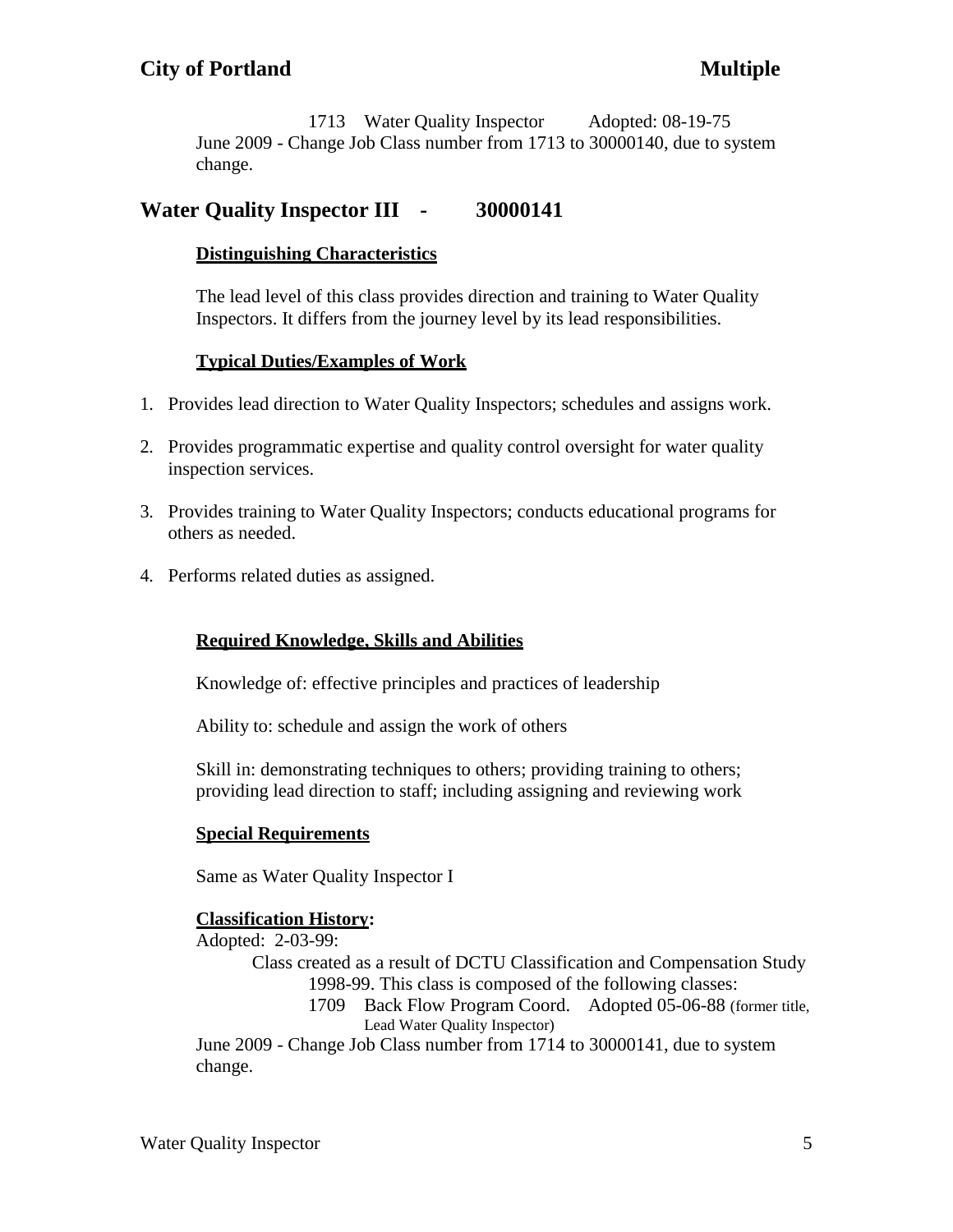1713 Water Quality Inspector Adopted: 08-19-75

June 2009 - Change Job Class number from 1713 to 30000140, due to system change.

## Water Quality Inspector III - 30000141

**Distinguishing Characteristics**

The lead level of this class provides direction and training to Water Quality Inspectors. It differs from the journey level by its lead responsibilities.

**Typical Duties/Examples of Work**

1. Provides lead direction to Water Quality Inspectors; schedules and assigns work.
2. Provides programmatic expertise and quality control oversight for water quality inspection services.
3. Provides training to Water Quality Inspectors; conducts educational programs for others as needed.
4. Performs related duties as assigned.

**Required Knowledge, Skills and Abilities**

Knowledge of: effective principles and practices of leadership

Ability to: schedule and assign the work of others

Skill in: demonstrating techniques to others; providing training to others; providing lead direction to staff; including assigning and reviewing work

**Special Requirements**

Same as Water Quality Inspector I

**Classification History:**

Adopted: 2-03-99:

Class created as a result of DCTU Classification and Compensation Study 1998-99. This class is composed of the following classes:

1709 Back Flow Program Coord. Adopted 05-06-88 (former title, Lead Water Quality Inspector)

June 2009 - Change Job Class number from 1714 to 30000141, due to system change.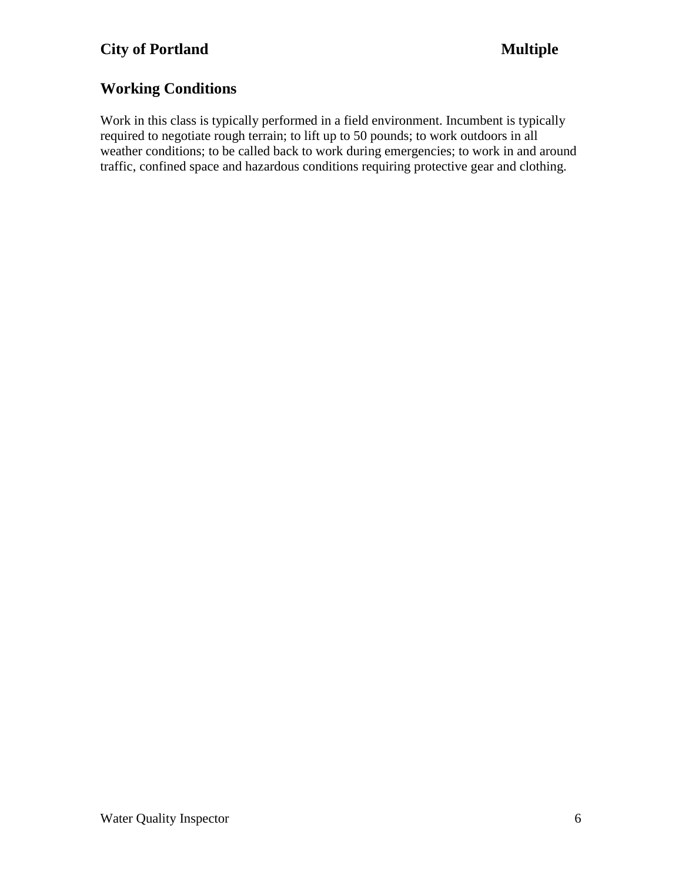## Working Conditions

Work in this class is typically performed in a field environment. Incumbent is typically required to negotiate rough terrain; to lift up to 50 pounds; to work outdoors in all weather conditions; to be called back to work during emergencies; to work in and around traffic, confined space and hazardous conditions requiring protective gear and clothing.